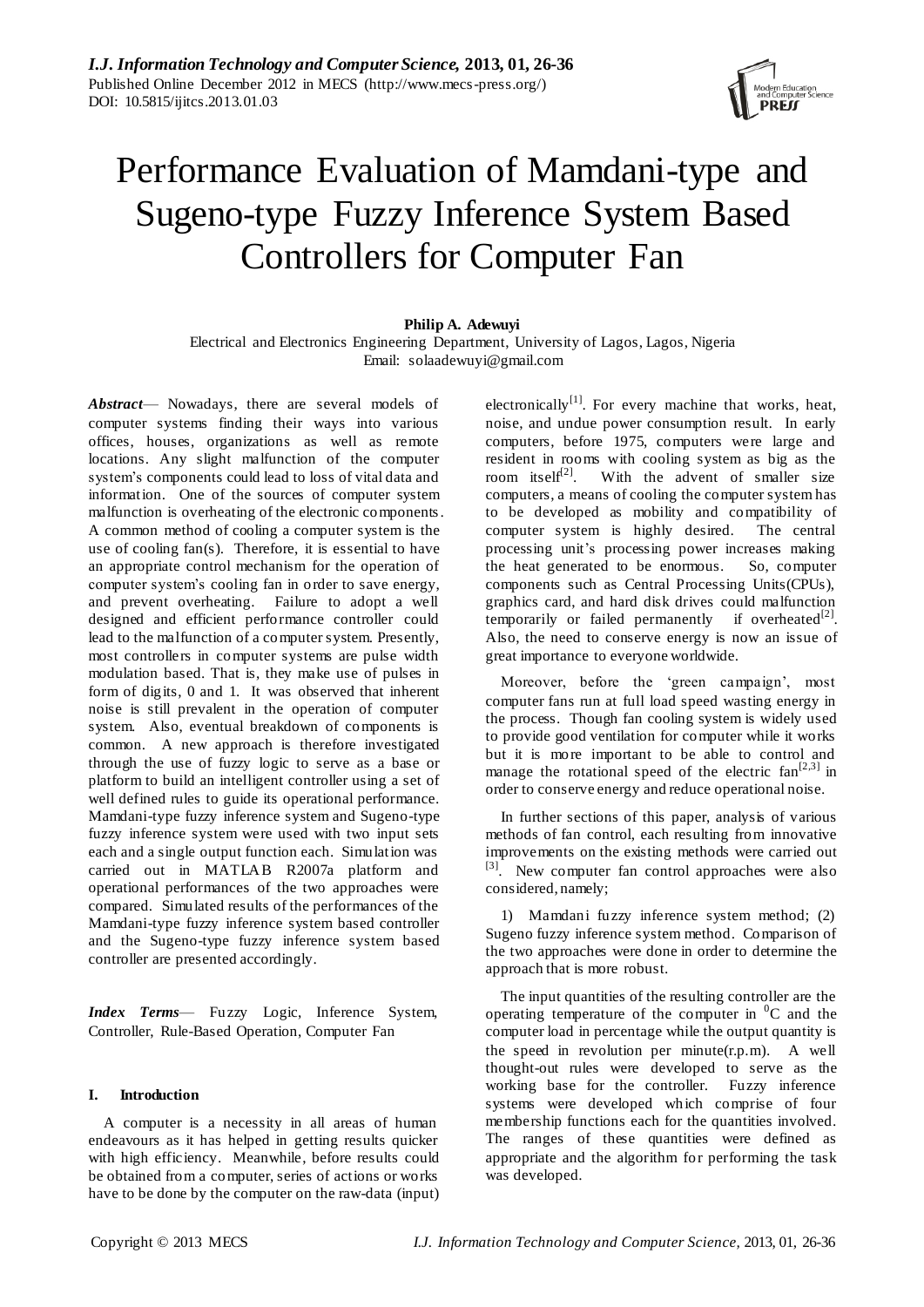# Performance Evaluation of Mamdani-type and Sugeno-type Fuzzy Inference System Based Controllers for Computer Fan

**Philip A. Adewuyi**

Electrical and Electronics Engineering Department, University of Lagos, Lagos, Nigeria

Email: solaadewuyi@gmail.com

***Abstract***— Nowadays, there are several models of computer systems finding their ways into various offices, houses, organizations as well as remote locations. Any slight malfunction of the computer system's components could lead to loss of vital data and information. One of the sources of computer system malfunction is overheating of the electronic components. A common method of cooling a computer system is the use of cooling fan(s). Therefore, it is essential to have an appropriate control mechanism for the operation of computer system's cooling fan in order to save energy, and prevent overheating. Failure to adopt a well designed and efficient performance controller could lead to the malfunction of a computer system. Presently, most controllers in computer systems are pulse width modulation based. That is, they make use of pulses in form of digits, 0 and 1. It was observed that inherent noise is still prevalent in the operation of computer system. Also, eventual breakdown of components is common. A new approach is therefore investigated through the use of fuzzy logic to serve as a base or platform to build an intelligent controller using a set of well defined rules to guide its operational performance. Mamdani-type fuzzy inference system and Sugeno-type fuzzy inference system were used with two input sets each and a single output function each. Simulation was carried out in MATLAB R2007a platform and operational performances of the two approaches were compared. Simulated results of the performances of the Mamdani-type fuzzy inference system based controller and the Sugeno-type fuzzy inference system based controller are presented accordingly.

***Index Terms***— Fuzzy Logic, Inference System, Controller, Rule-Based Operation, Computer Fan

## I. Introduction

A computer is a necessity in all areas of human endeavours as it has helped in getting results quicker with high efficiency. Meanwhile, before results could be obtained from a computer, series of actions or works have to be done by the computer on the raw-data (input) electronically[1]. For every machine that works, heat, noise, and undue power consumption result. In early computers, before 1975, computers were large and resident in rooms with cooling system as big as the room itself[2]. With the advent of smaller size computers, a means of cooling the computer system has to be developed as mobility and compatibility of computer system is highly desired. The central processing unit's processing power increases making the heat generated to be enormous. So, computer components such as Central Processing Units(CPUs), graphics card, and hard disk drives could malfunction temporarily or failed permanently if overheated[2]. Also, the need to conserve energy is now an issue of great importance to everyone worldwide.

Moreover, before the 'green campaign', most computer fans run at full load speed wasting energy in the process. Though fan cooling system is widely used to provide good ventilation for computer while it works but it is more important to be able to control and manage the rotational speed of the electric fan[2,3] in order to conserve energy and reduce operational noise.

In further sections of this paper, analysis of various methods of fan control, each resulting from innovative improvements on the existing methods were carried out [3]. New computer fan control approaches were also considered, namely;

1) Mamdani fuzzy inference system method; (2) Sugeno fuzzy inference system method. Comparison of the two approaches were done in order to determine the approach that is more robust.

The input quantities of the resulting controller are the operating temperature of the computer in $^0$C and the computer load in percentage while the output quantity is the speed in revolution per minute(r.p.m). A well thought-out rules were developed to serve as the working base for the controller. Fuzzy inference systems were developed which comprise of four membership functions each for the quantities involved. The ranges of these quantities were defined as appropriate and the algorithm for performing the task was developed.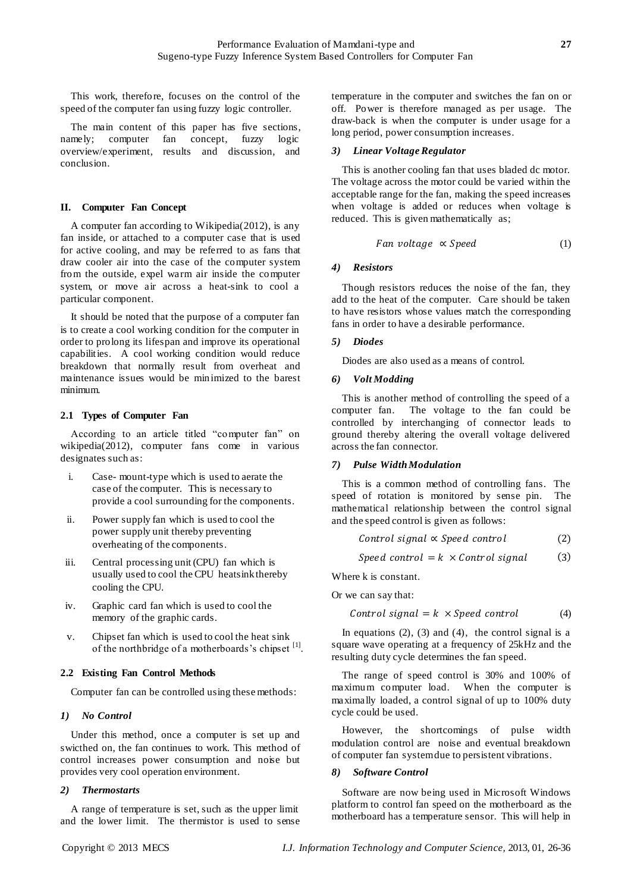This work, therefore, focuses on the control of the speed of the computer fan using fuzzy logic controller.

The main content of this paper has five sections, namely; computer fan concept, fuzzy logic overview/experiment, results and discussion, and conclusion.

## II. Computer Fan Concept

A computer fan according to Wikipedia(2012), is any fan inside, or attached to a computer case that is used for active cooling, and may be referred to as fans that draw cooler air into the case of the computer system from the outside, expel warm air inside the computer system, or move air across a heat-sink to cool a particular component.

It should be noted that the purpose of a computer fan is to create a cool working condition for the computer in order to prolong its lifespan and improve its operational capabilities. A cool working condition would reduce breakdown that normally result from overheat and maintenance issues would be minimized to the barest minimum.

### 2.1 Types of Computer Fan

According to an article titled "computer fan" on wikipedia(2012), computer fans come in various designates such as:

i. Case- mount-type which is used to aerate the case of the computer. This is necessary to provide a cool surrounding for the components.

ii. Power supply fan which is used to cool the power supply unit thereby preventing overheating of the components.

iii. Central processing unit (CPU) fan which is usually used to cool the CPU heatsink thereby cooling the CPU.

iv. Graphic card fan which is used to cool the memory of the graphic cards.

v. Chipset fan which is used to cool the heat sink of the northbridge of a motherboards's chipset [1].

### 2.2 Existing Fan Control Methods

Computer fan can be controlled using these methods:

*1) No Control*

Under this method, once a computer is set up and swicthed on, the fan continues to work. This method of control increases power consumption and noise but provides very cool operation environment.

*2) Thermostarts*

A range of temperature is set, such as the upper limit and the lower limit. The thermistor is used to sense temperature in the computer and switches the fan on or off. Power is therefore managed as per usage. The draw-back is when the computer is under usage for a long period, power consumption increases.

*3) Linear Voltage Regulator*

This is another cooling fan that uses bladed dc motor. The voltage across the motor could be varied within the acceptable range for the fan, making the speed increases when voltage is added or reduces when voltage is reduced. This is given mathematically as;

$$Fan\ voltage\ \propto Speed \tag{1}$$

*4) Resistors*

Though resistors reduces the noise of the fan, they add to the heat of the computer. Care should be taken to have resistors whose values match the corresponding fans in order to have a desirable performance.

*5) Diodes*

Diodes are also used as a means of control.

*6) Volt Modding*

This is another method of controlling the speed of a computer fan. The voltage to the fan could be controlled by interchanging of connector leads to ground thereby altering the overall voltage delivered across the fan connector.

*7) Pulse Width Modulation*

This is a common method of controlling fans. The speed of rotation is monitored by sense pin. The mathematical relationship between the control signal and the speed control is given as follows:

$$Control\ signal \propto Speed\ control \tag{2}$$

$$Speed\ control = k\ \times Control\ signal \tag{3}$$

Where k is constant.

Or we can say that:

$$Control\ signal = k\ \times Speed\ control \tag{4}$$

In equations (2), (3) and (4), the control signal is a square wave operating at a frequency of 25kHz and the resulting duty cycle determines the fan speed.

The range of speed control is 30% and 100% of maximum computer load. When the computer is maximally loaded, a control signal of up to 100% duty cycle could be used.

However, the shortcomings of pulse width modulation control are noise and eventual breakdown of computer fan system due to persistent vibrations.

*8) Software Control*

Software are now being used in Microsoft Windows platform to control fan speed on the motherboard as the motherboard has a temperature sensor. This will help in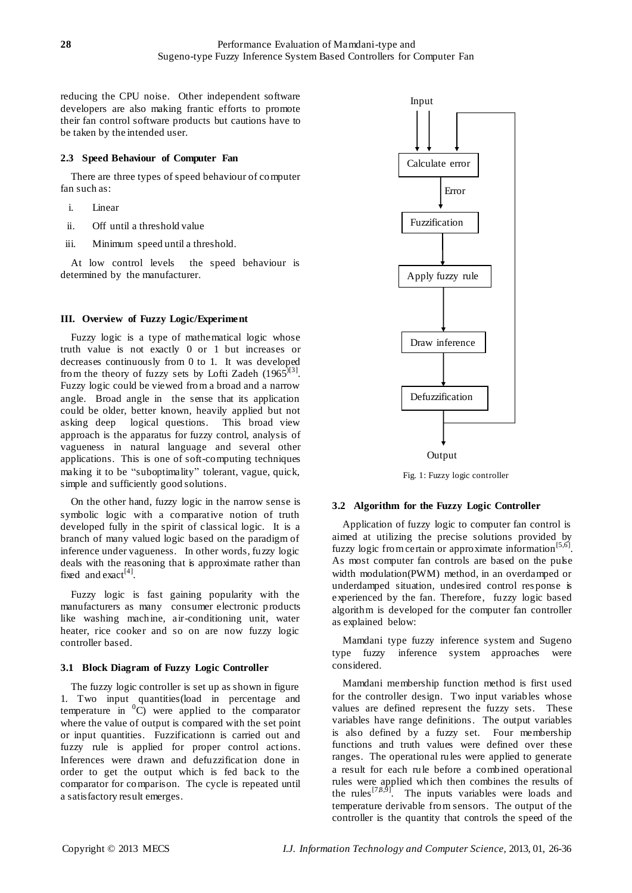reducing the CPU noise. Other independent software developers are also making frantic efforts to promote their fan control software products but cautions have to be taken by the intended user.

### 2.3 Speed Behaviour of Computer Fan

There are three types of speed behaviour of computer fan such as:

i. Linear

ii. Off until a threshold value

iii. Minimum speed until a threshold.

At low control levels the speed behaviour is determined by the manufacturer.

## III. Overview of Fuzzy Logic/Experiment

Fuzzy logic is a type of mathematical logic whose truth value is not exactly 0 or 1 but increases or decreases continuously from 0 to 1. It was developed from the theory of fuzzy sets by Lofti Zadeh (1965)[3]. Fuzzy logic could be viewed from a broad and a narrow angle. Broad angle in the sense that its application could be older, better known, heavily applied but not asking deep logical questions. This broad view approach is the apparatus for fuzzy control, analysis of vagueness in natural language and several other applications. This is one of soft-computing techniques making it to be "suboptimality" tolerant, vague, quick, simple and sufficiently good solutions.

On the other hand, fuzzy logic in the narrow sense is symbolic logic with a comparative notion of truth developed fully in the spirit of classical logic. It is a branch of many valued logic based on the paradigm of inference under vagueness. In other words, fuzzy logic deals with the reasoning that is approximate rather than fixed and exact[4].

Fuzzy logic is fast gaining popularity with the manufacturers as many consumer electronic products like washing machine, air-conditioning unit, water heater, rice cooker and so on are now fuzzy logic controller based.

### 3.1 Block Diagram of Fuzzy Logic Controller

The fuzzy logic controller is set up as shown in figure 1. Two input quantities(load in percentage and temperature in $^{0}$C) were applied to the comparator where the value of output is compared with the set point or input quantities. Fuzzificationn is carried out and fuzzy rule is applied for proper control actions. Inferences were drawn and defuzzification done in order to get the output which is fed back to the comparator for comparison. The cycle is repeated until a satisfactory result emerges.

Input

Calculate error

Error

Fuzzification

Apply fuzzy rule

Draw inference

Defuzzification

Output

Fig. 1: Fuzzy logic controller

### 3.2 Algorithm for the Fuzzy Logic Controller

Application of fuzzy logic to computer fan control is aimed at utilizing the precise solutions provided by fuzzy logic from certain or approximate information[5,6]. As most computer fan controls are based on the pulse width modulation(PWM) method, in an overdamped or underdamped situation, undesired control response is experienced by the fan. Therefore, fuzzy logic based algorithm is developed for the computer fan controller as explained below:

Mamdani type fuzzy inference system and Sugeno type fuzzy inference system approaches were considered.

Mamdani membership function method is first used for the controller design. Two input variables whose values are defined represent the fuzzy sets. These variables have range definitions. The output variables is also defined by a fuzzy set. Four membership functions and truth values were defined over these ranges. The operational rules were applied to generate a result for each rule before a combined operational rules were applied which then combines the results of the rules[7,8,9]. The inputs variables were loads and temperature derivable from sensors. The output of the controller is the quantity that controls the speed of the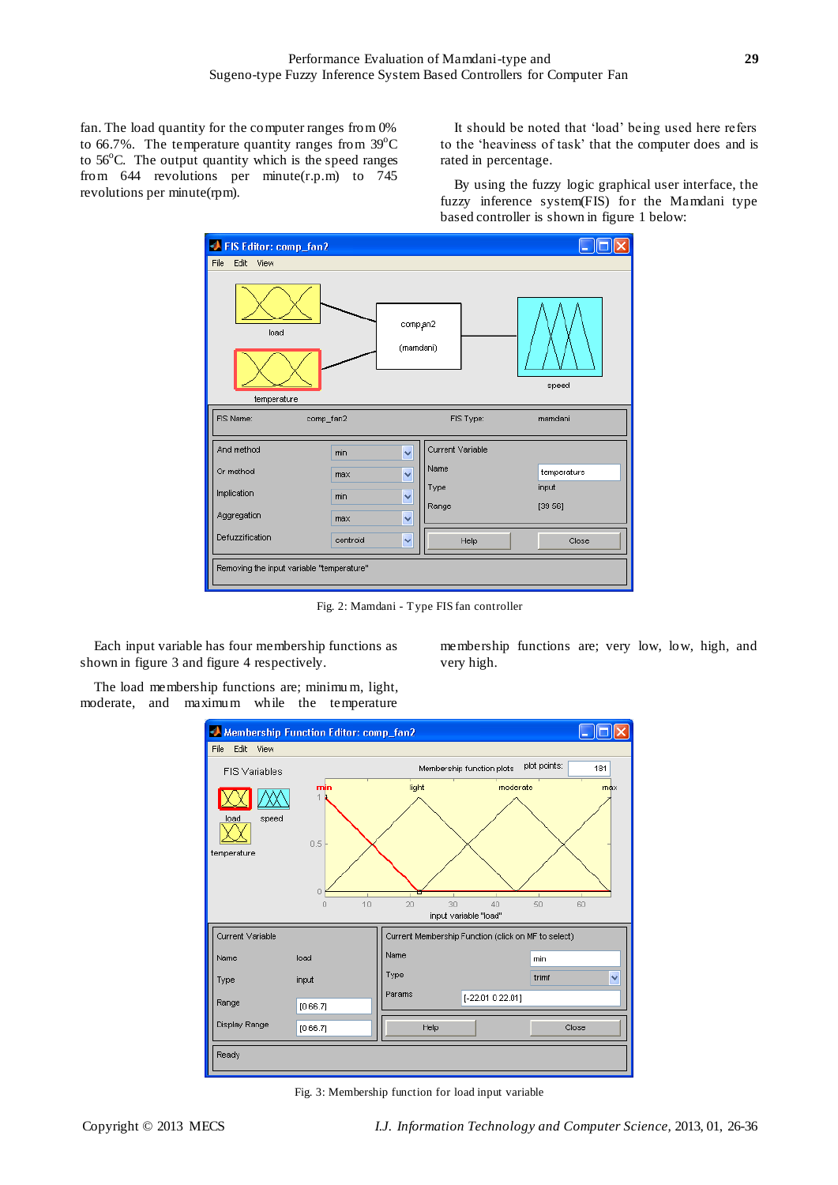fan. The load quantity for the computer ranges from 0% to 66.7%. The temperature quantity ranges from 39°C to 56°C. The output quantity which is the speed ranges from 644 revolutions per minute(r.p.m) to 745 revolutions per minute(rpm).

It should be noted that 'load' being used here refers to the 'heaviness of task' that the computer does and is rated in percentage.

By using the fuzzy logic graphical user interface, the fuzzy inference system(FIS) for the Mamdani type based controller is shown in figure 1 below:

Fig. 2: Mamdani - Type FIS fan controller

Each input variable has four membership functions as shown in figure 3 and figure 4 respectively.

The load membership functions are; minimum, light, moderate, and maximum while the temperature membership functions are; very low, low, high, and very high.

Fig. 3: Membership function for load input variable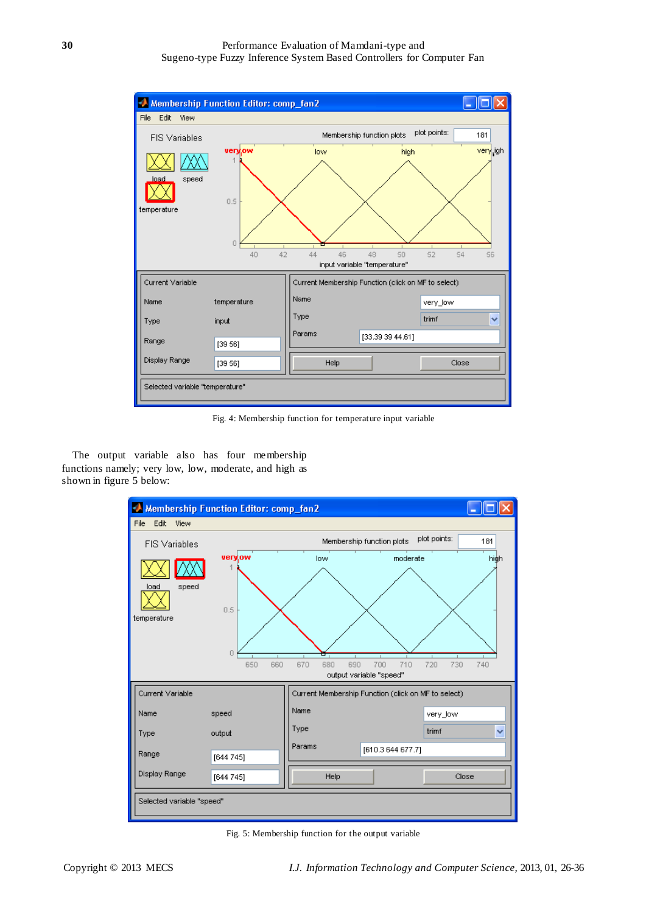Fig. 4: Membership function for temperature input variable

The output variable also has four membership functions namely; very low, low, moderate, and high as shown in figure 5 below:

Fig. 5: Membership function for the output variable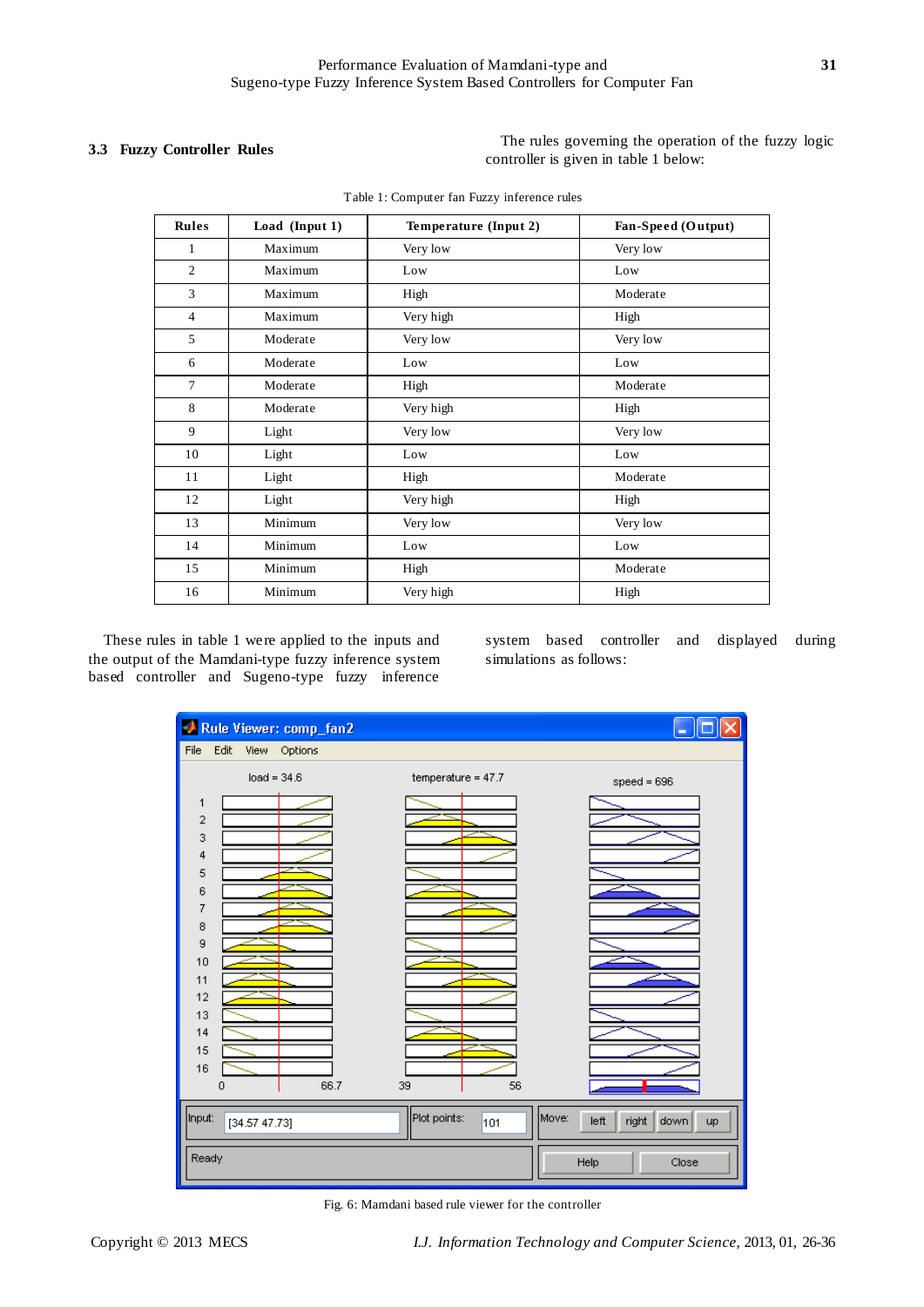### 3.3 Fuzzy Controller Rules

The rules governing the operation of the fuzzy logic controller is given in table 1 below:

Table 1: Computer fan Fuzzy inference rules

| Rules | Load (Input 1) | Temperature (Input 2) | Fan-Speed (Output) |
|---|---|---|---|
| 1 | Maximum | Very low | Very low |
| 2 | Maximum | Low | Low |
| 3 | Maximum | High | Moderate |
| 4 | Maximum | Very high | High |
| 5 | Moderate | Very low | Very low |
| 6 | Moderate | Low | Low |
| 7 | Moderate | High | Moderate |
| 8 | Moderate | Very high | High |
| 9 | Light | Very low | Very low |
| 10 | Light | Low | Low |
| 11 | Light | High | Moderate |
| 12 | Light | Very high | High |
| 13 | Minimum | Very low | Very low |
| 14 | Minimum | Low | Low |
| 15 | Minimum | High | Moderate |
| 16 | Minimum | Very high | High |

These rules in table 1 were applied to the inputs and the output of the Mamdani-type fuzzy inference system based controller and Sugeno-type fuzzy inference system based controller and displayed during simulations as follows:

Fig. 6: Mamdani based rule viewer for the controller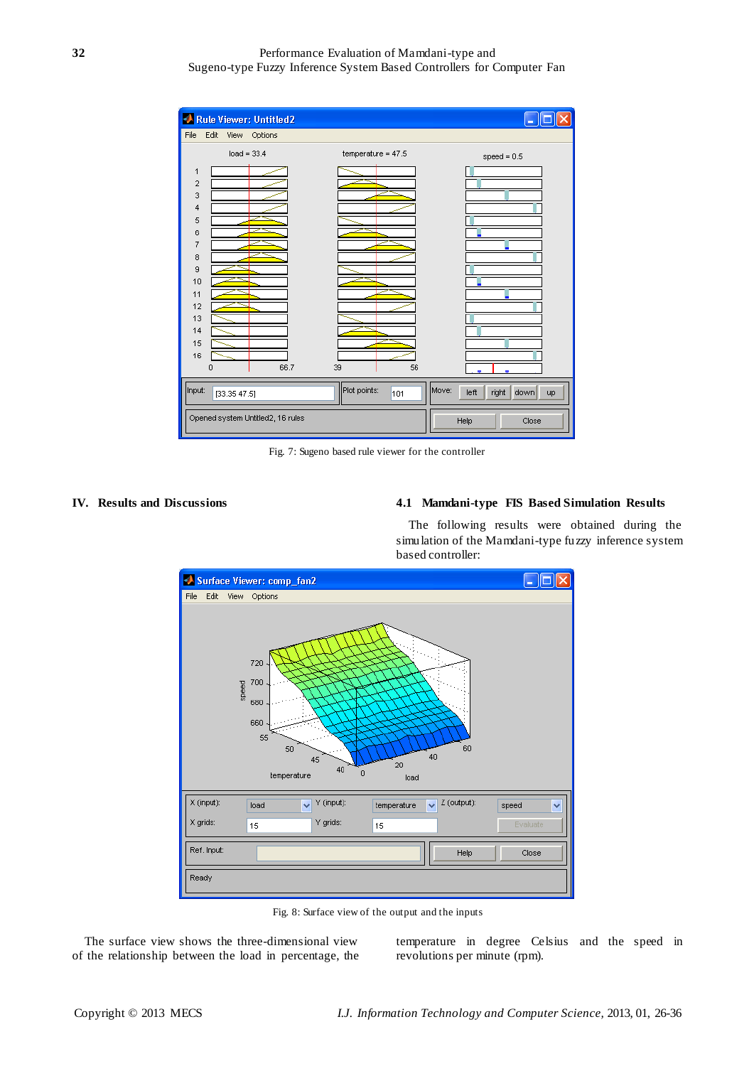Fig. 7: Sugeno based rule viewer for the controller

## IV. Results and Discussions

### 4.1 Mamdani-type FIS Based Simulation Results

The following results were obtained during the simulation of the Mamdani-type fuzzy inference system based controller:

Fig. 8: Surface view of the output and the inputs

The surface view shows the three-dimensional view of the relationship between the load in percentage, the temperature in degree Celsius and the speed in revolutions per minute (rpm).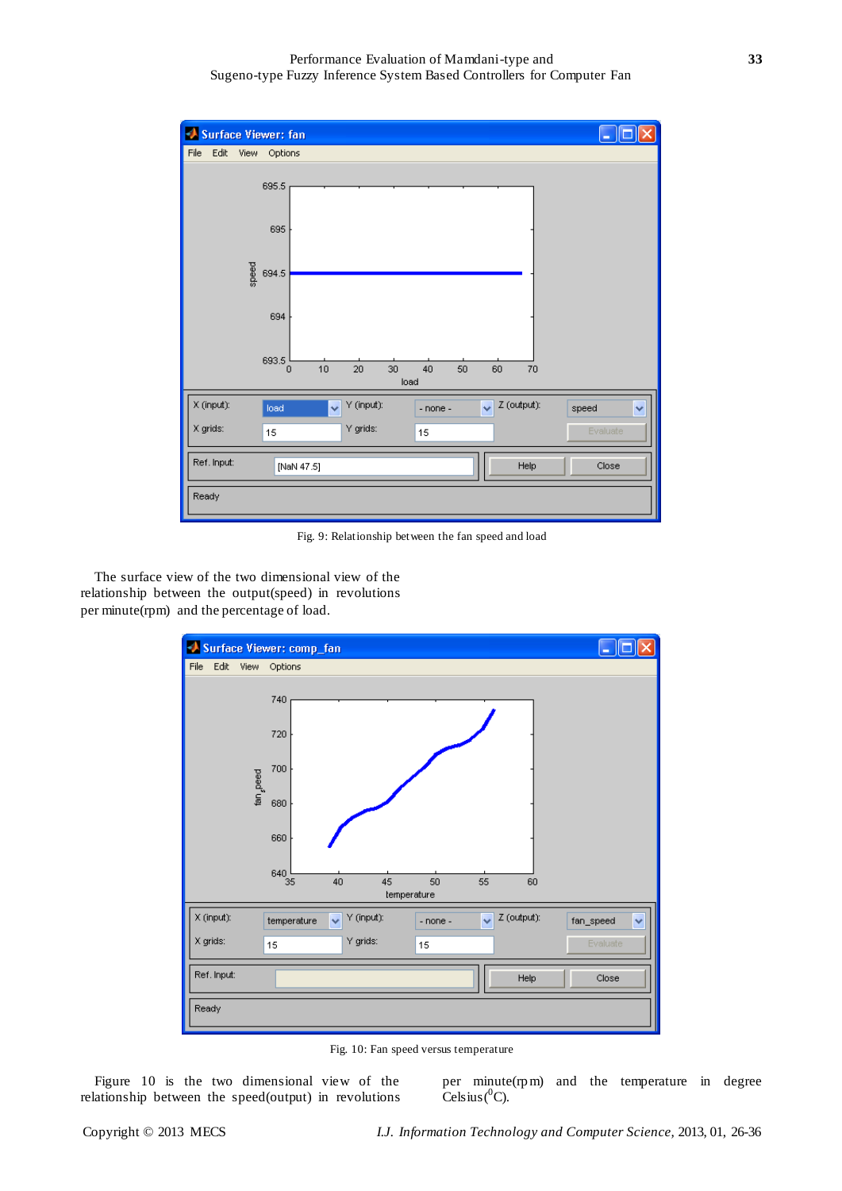Fig. 9: Relationship between the fan speed and load

The surface view of the two dimensional view of the relationship between the output(speed) in revolutions per minute(rpm) and the percentage of load.

Fig. 10: Fan speed versus temperature

Figure 10 is the two dimensional view of the relationship between the speed(output) in revolutions per minute(rpm) and the temperature in degree Celsius($^0$C).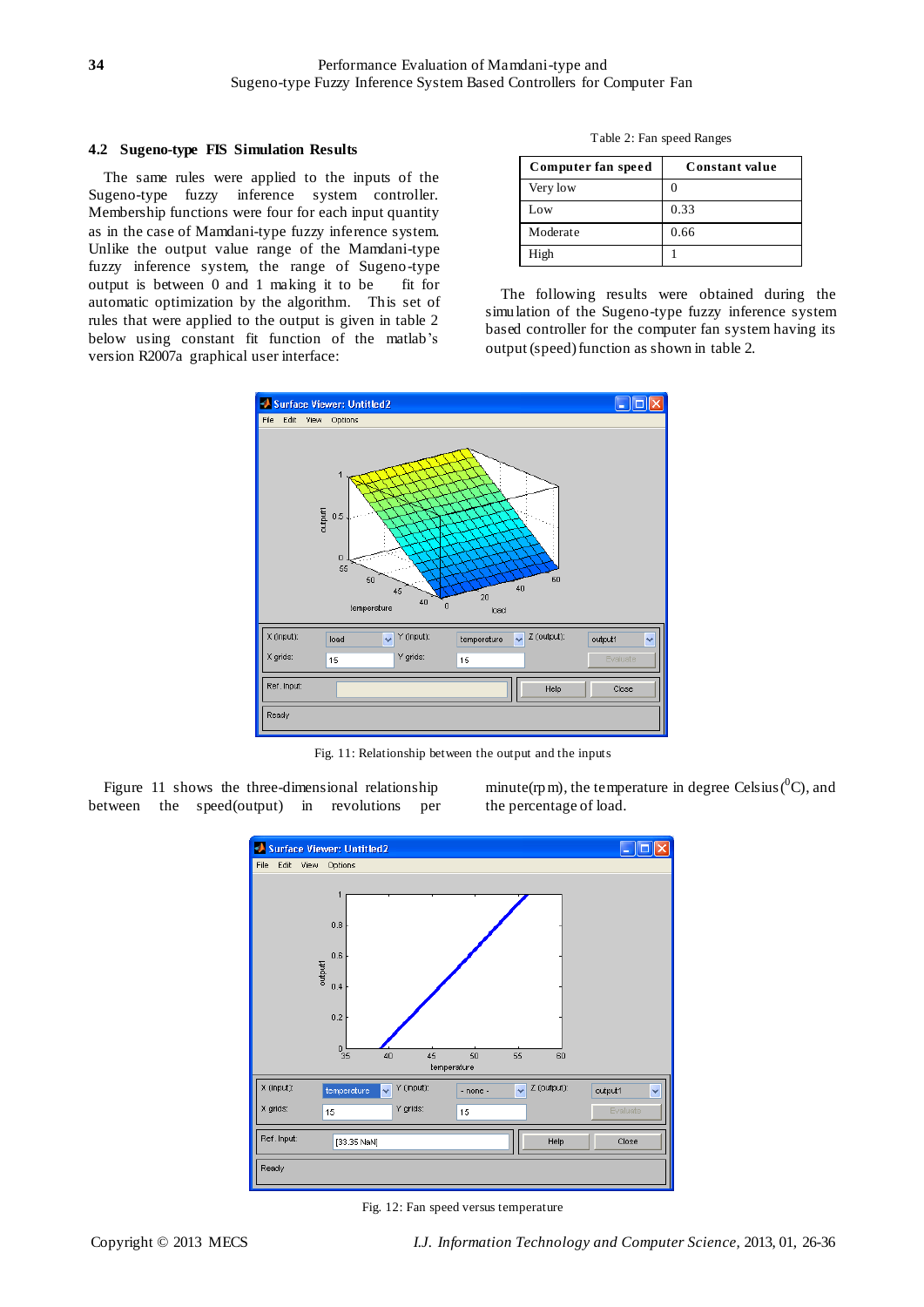### 4.2 Sugeno-type FIS Simulation Results

The same rules were applied to the inputs of the Sugeno-type fuzzy inference system controller. Membership functions were four for each input quantity as in the case of Mamdani-type fuzzy inference system. Unlike the output value range of the Mamdani-type fuzzy inference system, the range of Sugeno-type output is between 0 and 1 making it to be fit for automatic optimization by the algorithm. This set of rules that were applied to the output is given in table 2 below using constant fit function of the matlab's version R2007a graphical user interface:

Table 2: Fan speed Ranges

| Computer fan speed | Constant value |
|---|---|
| Very low | 0 |
| Low | 0.33 |
| Moderate | 0.66 |
| High | 1 |

The following results were obtained during the simulation of the Sugeno-type fuzzy inference system based controller for the computer fan system having its output (speed) function as shown in table 2.

Fig. 11: Relationship between the output and the inputs

Figure 11 shows the three-dimensional relationship between the speed(output) in revolutions per minute(rpm), the temperature in degree Celsius ($^0$C), and the percentage of load.

Fig. 12: Fan speed versus temperature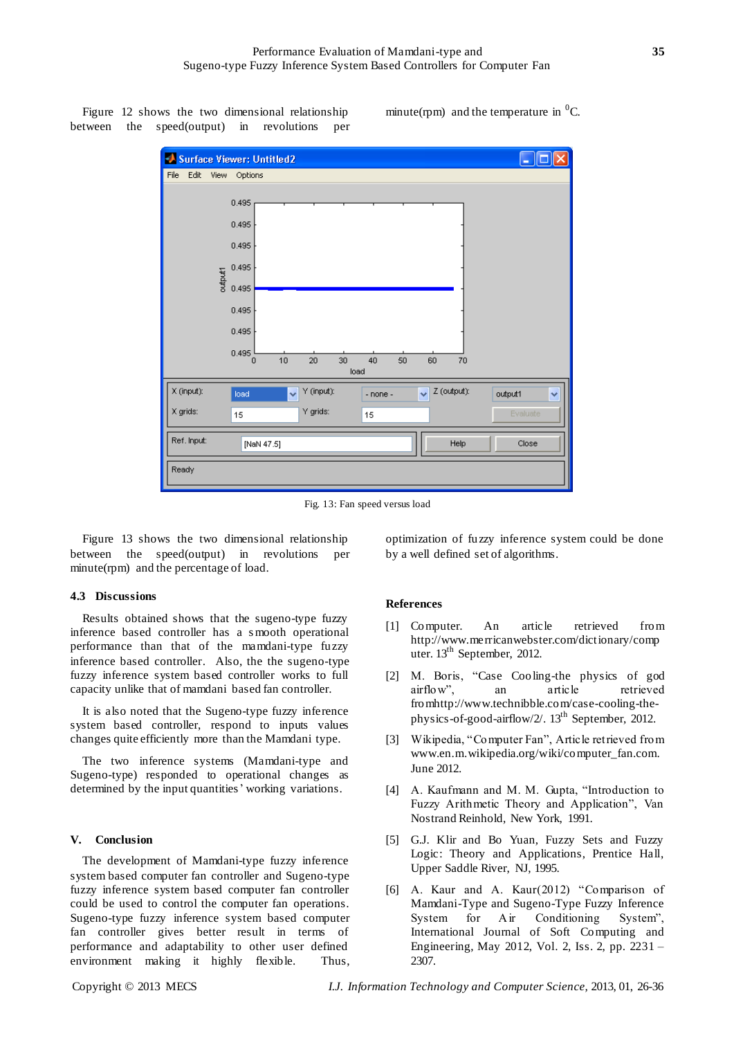Figure 12 shows the two dimensional relationship between the speed(output) in revolutions per minute(rpm) and the temperature in $^{0}$C.

Fig. 13: Fan speed versus load

Figure 13 shows the two dimensional relationship between the speed(output) in revolutions per minute(rpm) and the percentage of load.

### 4.3 Discussions

Results obtained shows that the sugeno-type fuzzy inference based controller has a smooth operational performance than that of the mamdani-type fuzzy inference based controller. Also, the the sugeno-type fuzzy inference system based controller works to full capacity unlike that of mamdani based fan controller.

It is also noted that the Sugeno-type fuzzy inference system based controller, respond to inputs values changes quite efficiently more than the Mamdani type.

The two inference systems (Mamdani-type and Sugeno-type) responded to operational changes as determined by the input quantities' working variations.

## V. Conclusion

The development of Mamdani-type fuzzy inference system based computer fan controller and Sugeno-type fuzzy inference system based computer fan controller could be used to control the computer fan operations. Sugeno-type fuzzy inference system based computer fan controller gives better result in terms of performance and adaptability to other user defined environment making it highly flexible. Thus, optimization of fuzzy inference system could be done by a well defined set of algorithms.

## References

[1] Computer. An article retrieved from http://www.merricanwebster.com/dictionary/computer. 13th September, 2012.

[2] M. Boris, "Case Cooling-the physics of god airflow", an article retrieved fromhttp://www.technibble.com/case-cooling-the-physics-of-good-airflow/2/. 13th September, 2012.

[3] Wikipedia, "Computer Fan", Article retrieved from www.en.m.wikipedia.org/wiki/computer_fan.com. June 2012.

[4] A. Kaufmann and M. M. Gupta, "Introduction to Fuzzy Arithmetic Theory and Application", Van Nostrand Reinhold, New York, 1991.

[5] G.J. Klir and Bo Yuan, Fuzzy Sets and Fuzzy Logic: Theory and Applications, Prentice Hall, Upper Saddle River, NJ, 1995.

[6] A. Kaur and A. Kaur(2012) "Comparison of Mamdani-Type and Sugeno-Type Fuzzy Inference System for Air Conditioning System", International Journal of Soft Computing and Engineering, May 2012, Vol. 2, Iss. 2, pp. 2231 – 2307.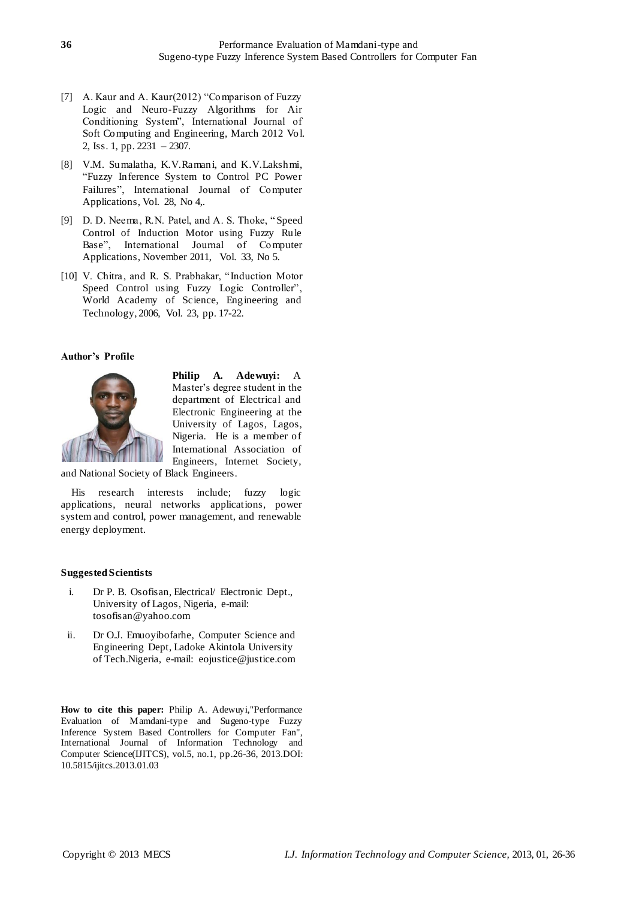[7] A. Kaur and A. Kaur(2012) "Comparison of Fuzzy Logic and Neuro-Fuzzy Algorithms for Air Conditioning System", International Journal of Soft Computing and Engineering, March 2012 Vol. 2, Iss. 1, pp. 2231 – 2307.

[8] V.M. Sumalatha, K.V.Ramani, and K.V.Lakshmi, "Fuzzy Inference System to Control PC Power Failures", International Journal of Computer Applications, Vol. 28, No 4,.

[9] D. D. Neema, R.N. Patel, and A. S. Thoke, "Speed Control of Induction Motor using Fuzzy Rule Base", International Journal of Computer Applications, November 2011, Vol. 33, No 5.

[10] V. Chitra, and R. S. Prabhakar, "Induction Motor Speed Control using Fuzzy Logic Controller", World Academy of Science, Engineering and Technology, 2006, Vol. 23, pp. 17-22.

**Author's Profile**

**Philip A. Adewuyi:** A Master's degree student in the department of Electrical and Electronic Engineering at the University of Lagos, Lagos, Nigeria. He is a member of International Association of Engineers, Internet Society, and National Society of Black Engineers.

His research interests include; fuzzy logic applications, neural networks applications, power system and control, power management, and renewable energy deployment.

**Suggested Scientists**

i. Dr P. B. Osofisan, Electrical/ Electronic Dept., University of Lagos, Nigeria, e-mail: tosofisan@yahoo.com

ii. Dr O.J. Emuoyibofarhe, Computer Science and Engineering Dept, Ladoke Akintola University of Tech.Nigeria, e-mail: eojustice@justice.com

**How to cite this paper:** Philip A. Adewuyi,"Performance Evaluation of Mamdani-type and Sugeno-type Fuzzy Inference System Based Controllers for Computer Fan", International Journal of Information Technology and Computer Science(IJITCS), vol.5, no.1, pp.26-36, 2013.DOI: 10.5815/ijitcs.2013.01.03